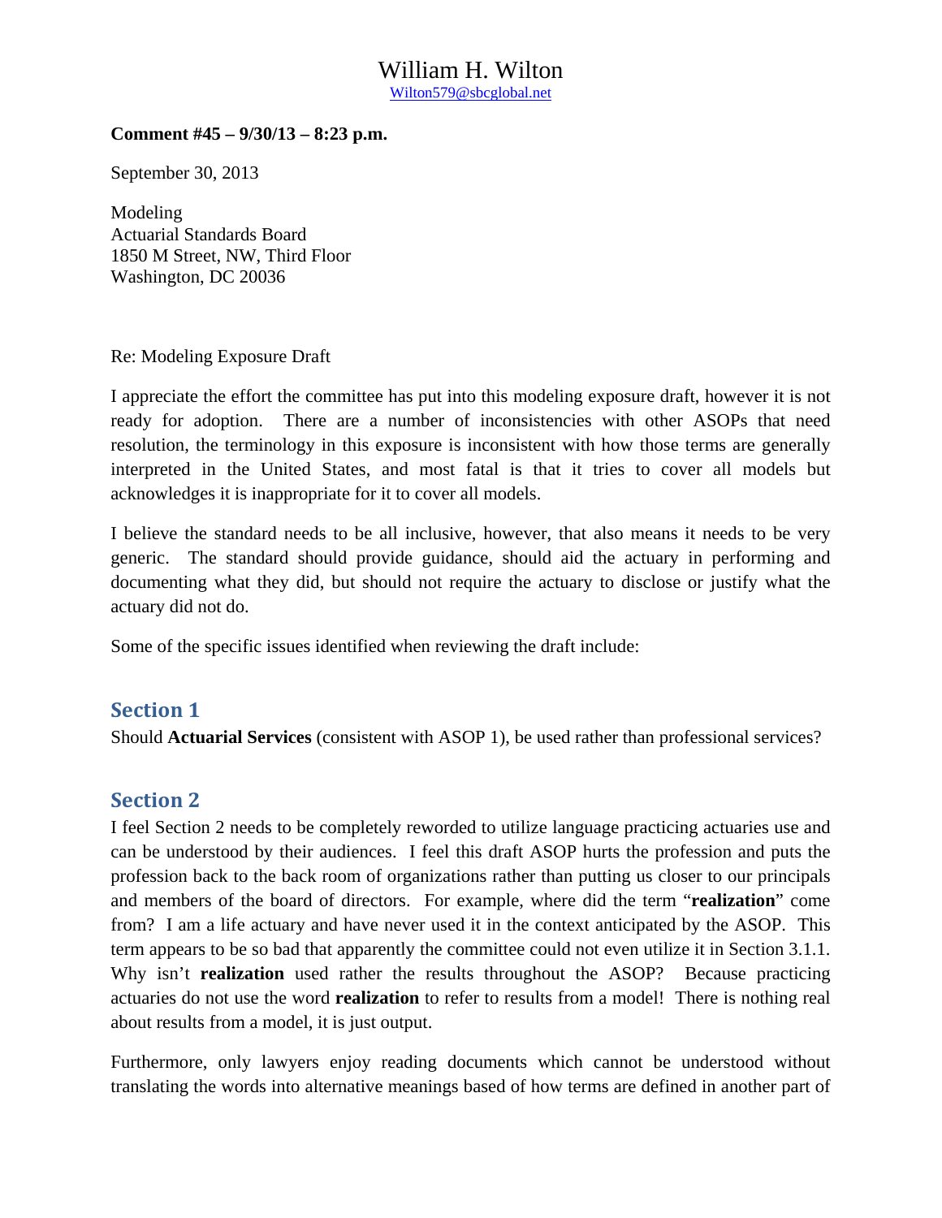# William H. Wilton

Wilton579@sbcglobal.net

**Comment #45 – 9/30/13 – 8:23 p.m.**

September 30, 2013

Modeling
Actuarial Standards Board
1850 M Street, NW, Third Floor
Washington, DC 20036

Re: Modeling Exposure Draft

I appreciate the effort the committee has put into this modeling exposure draft, however it is not ready for adoption. There are a number of inconsistencies with other ASOPs that need resolution, the terminology in this exposure is inconsistent with how those terms are generally interpreted in the United States, and most fatal is that it tries to cover all models but acknowledges it is inappropriate for it to cover all models.

I believe the standard needs to be all inclusive, however, that also means it needs to be very generic. The standard should provide guidance, should aid the actuary in performing and documenting what they did, but should not require the actuary to disclose or justify what the actuary did not do.

Some of the specific issues identified when reviewing the draft include:

## Section 1

Should **Actuarial Services** (consistent with ASOP 1), be used rather than professional services?

## Section 2

I feel Section 2 needs to be completely reworded to utilize language practicing actuaries use and can be understood by their audiences. I feel this draft ASOP hurts the profession and puts the profession back to the back room of organizations rather than putting us closer to our principals and members of the board of directors. For example, where did the term "**realization**" come from? I am a life actuary and have never used it in the context anticipated by the ASOP. This term appears to be so bad that apparently the committee could not even utilize it in Section 3.1.1. Why isn't **realization** used rather the results throughout the ASOP? Because practicing actuaries do not use the word **realization** to refer to results from a model! There is nothing real about results from a model, it is just output.

Furthermore, only lawyers enjoy reading documents which cannot be understood without translating the words into alternative meanings based of how terms are defined in another part of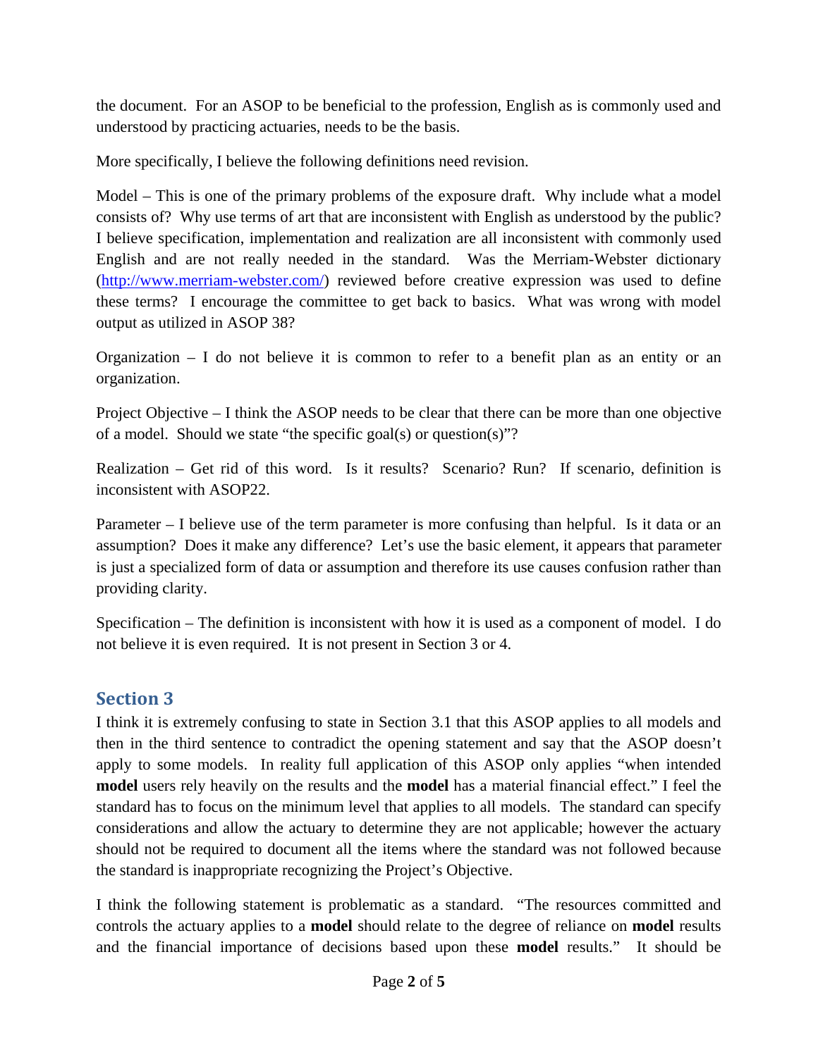the document. For an ASOP to be beneficial to the profession, English as is commonly used and understood by practicing actuaries, needs to be the basis.

More specifically, I believe the following definitions need revision.

Model – This is one of the primary problems of the exposure draft. Why include what a model consists of? Why use terms of art that are inconsistent with English as understood by the public? I believe specification, implementation and realization are all inconsistent with commonly used English and are not really needed in the standard. Was the Merriam-Webster dictionary ([http://www.merriam-webster.com/](http://www.merriam-webster.com/)) reviewed before creative expression was used to define these terms? I encourage the committee to get back to basics. What was wrong with model output as utilized in ASOP 38?

Organization – I do not believe it is common to refer to a benefit plan as an entity or an organization.

Project Objective – I think the ASOP needs to be clear that there can be more than one objective of a model. Should we state "the specific goal(s) or question(s)"?

Realization – Get rid of this word. Is it results? Scenario? Run? If scenario, definition is inconsistent with ASOP22.

Parameter – I believe use of the term parameter is more confusing than helpful. Is it data or an assumption? Does it make any difference? Let's use the basic element, it appears that parameter is just a specialized form of data or assumption and therefore its use causes confusion rather than providing clarity.

Specification – The definition is inconsistent with how it is used as a component of model. I do not believe it is even required. It is not present in Section 3 or 4.

## Section 3

I think it is extremely confusing to state in Section 3.1 that this ASOP applies to all models and then in the third sentence to contradict the opening statement and say that the ASOP doesn't apply to some models. In reality full application of this ASOP only applies "when intended **model** users rely heavily on the results and the **model** has a material financial effect." I feel the standard has to focus on the minimum level that applies to all models. The standard can specify considerations and allow the actuary to determine they are not applicable; however the actuary should not be required to document all the items where the standard was not followed because the standard is inappropriate recognizing the Project's Objective.

I think the following statement is problematic as a standard. "The resources committed and controls the actuary applies to a **model** should relate to the degree of reliance on **model** results and the financial importance of decisions based upon these **model** results." It should be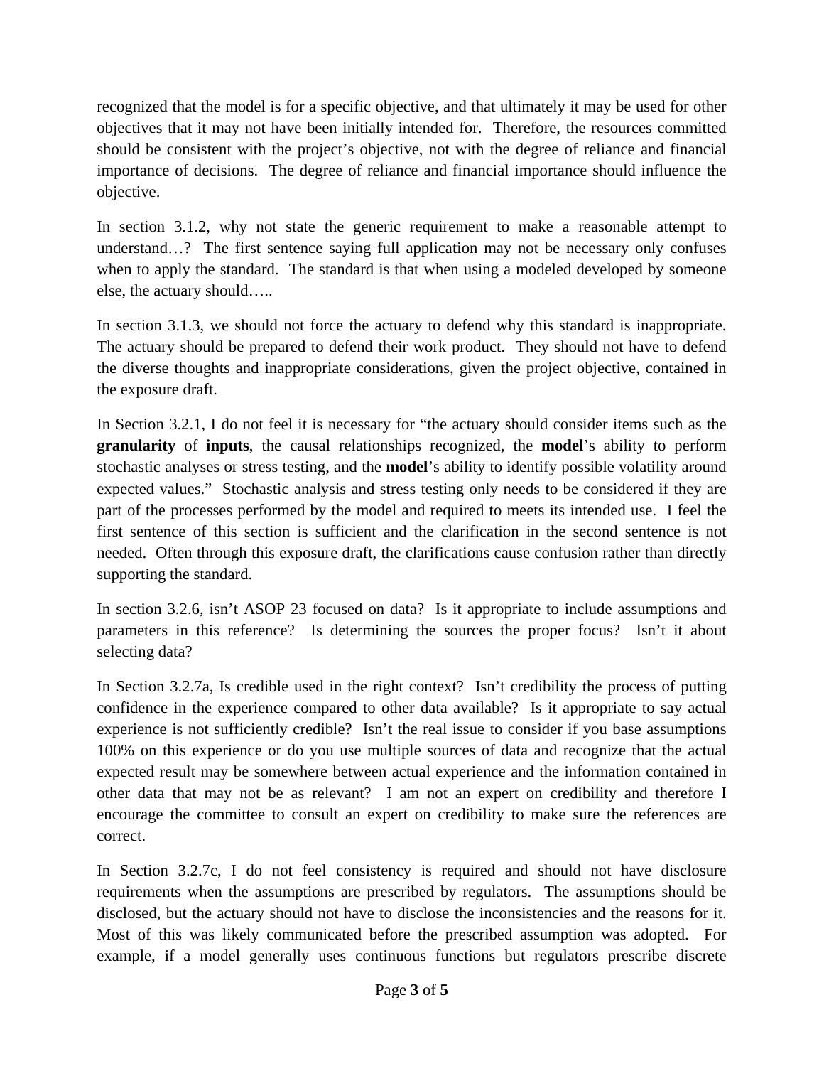recognized that the model is for a specific objective, and that ultimately it may be used for other objectives that it may not have been initially intended for. Therefore, the resources committed should be consistent with the project's objective, not with the degree of reliance and financial importance of decisions. The degree of reliance and financial importance should influence the objective.

In section 3.1.2, why not state the generic requirement to make a reasonable attempt to understand…? The first sentence saying full application may not be necessary only confuses when to apply the standard. The standard is that when using a modeled developed by someone else, the actuary should…..

In section 3.1.3, we should not force the actuary to defend why this standard is inappropriate. The actuary should be prepared to defend their work product. They should not have to defend the diverse thoughts and inappropriate considerations, given the project objective, contained in the exposure draft.

In Section 3.2.1, I do not feel it is necessary for "the actuary should consider items such as the **granularity** of **inputs**, the causal relationships recognized, the **model**'s ability to perform stochastic analyses or stress testing, and the **model**'s ability to identify possible volatility around expected values." Stochastic analysis and stress testing only needs to be considered if they are part of the processes performed by the model and required to meets its intended use. I feel the first sentence of this section is sufficient and the clarification in the second sentence is not needed. Often through this exposure draft, the clarifications cause confusion rather than directly supporting the standard.

In section 3.2.6, isn't ASOP 23 focused on data? Is it appropriate to include assumptions and parameters in this reference? Is determining the sources the proper focus? Isn't it about selecting data?

In Section 3.2.7a, Is credible used in the right context? Isn't credibility the process of putting confidence in the experience compared to other data available? Is it appropriate to say actual experience is not sufficiently credible? Isn't the real issue to consider if you base assumptions 100% on this experience or do you use multiple sources of data and recognize that the actual expected result may be somewhere between actual experience and the information contained in other data that may not be as relevant? I am not an expert on credibility and therefore I encourage the committee to consult an expert on credibility to make sure the references are correct.

In Section 3.2.7c, I do not feel consistency is required and should not have disclosure requirements when the assumptions are prescribed by regulators. The assumptions should be disclosed, but the actuary should not have to disclose the inconsistencies and the reasons for it. Most of this was likely communicated before the prescribed assumption was adopted. For example, if a model generally uses continuous functions but regulators prescribe discrete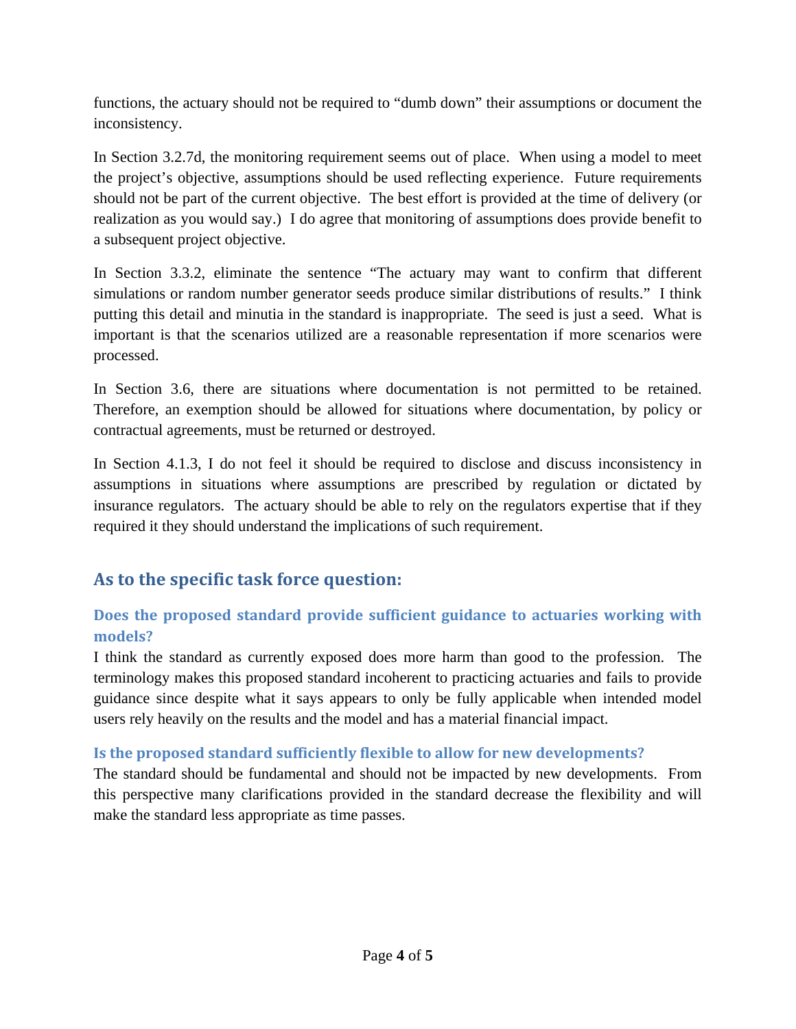functions, the actuary should not be required to "dumb down" their assumptions or document the inconsistency.

In Section 3.2.7d, the monitoring requirement seems out of place. When using a model to meet the project's objective, assumptions should be used reflecting experience. Future requirements should not be part of the current objective. The best effort is provided at the time of delivery (or realization as you would say.) I do agree that monitoring of assumptions does provide benefit to a subsequent project objective.

In Section 3.3.2, eliminate the sentence "The actuary may want to confirm that different simulations or random number generator seeds produce similar distributions of results." I think putting this detail and minutia in the standard is inappropriate. The seed is just a seed. What is important is that the scenarios utilized are a reasonable representation if more scenarios were processed.

In Section 3.6, there are situations where documentation is not permitted to be retained. Therefore, an exemption should be allowed for situations where documentation, by policy or contractual agreements, must be returned or destroyed.

In Section 4.1.3, I do not feel it should be required to disclose and discuss inconsistency in assumptions in situations where assumptions are prescribed by regulation or dictated by insurance regulators. The actuary should be able to rely on the regulators expertise that if they required it they should understand the implications of such requirement.

## As to the specific task force question:

### Does the proposed standard provide sufficient guidance to actuaries working with models?

I think the standard as currently exposed does more harm than good to the profession. The terminology makes this proposed standard incoherent to practicing actuaries and fails to provide guidance since despite what it says appears to only be fully applicable when intended model users rely heavily on the results and the model and has a material financial impact.

### Is the proposed standard sufficiently flexible to allow for new developments?

The standard should be fundamental and should not be impacted by new developments. From this perspective many clarifications provided in the standard decrease the flexibility and will make the standard less appropriate as time passes.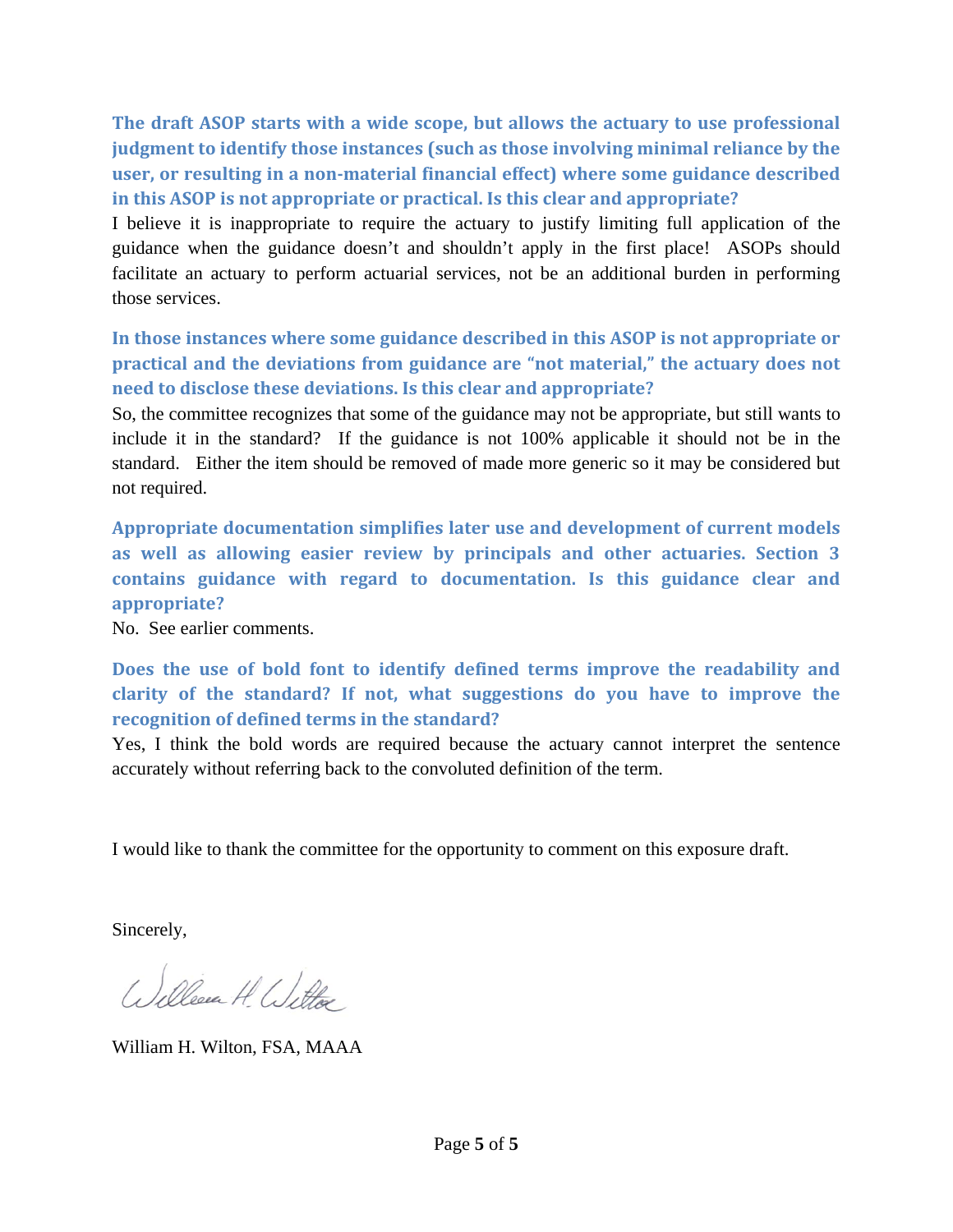**The draft ASOP starts with a wide scope, but allows the actuary to use professional judgment to identify those instances (such as those involving minimal reliance by the user, or resulting in a non-material financial effect) where some guidance described in this ASOP is not appropriate or practical. Is this clear and appropriate?**

I believe it is inappropriate to require the actuary to justify limiting full application of the guidance when the guidance doesn't and shouldn't apply in the first place! ASOPs should facilitate an actuary to perform actuarial services, not be an additional burden in performing those services.

**In those instances where some guidance described in this ASOP is not appropriate or practical and the deviations from guidance are "not material," the actuary does not need to disclose these deviations. Is this clear and appropriate?**

So, the committee recognizes that some of the guidance may not be appropriate, but still wants to include it in the standard? If the guidance is not 100% applicable it should not be in the standard. Either the item should be removed of made more generic so it may be considered but not required.

**Appropriate documentation simplifies later use and development of current models as well as allowing easier review by principals and other actuaries. Section 3 contains guidance with regard to documentation. Is this guidance clear and appropriate?**

No. See earlier comments.

**Does the use of bold font to identify defined terms improve the readability and clarity of the standard? If not, what suggestions do you have to improve the recognition of defined terms in the standard?**

Yes, I think the bold words are required because the actuary cannot interpret the sentence accurately without referring back to the convoluted definition of the term.

I would like to thank the committee for the opportunity to comment on this exposure draft.

Sincerely,

William H. Wilton

William H. Wilton, FSA, MAAA